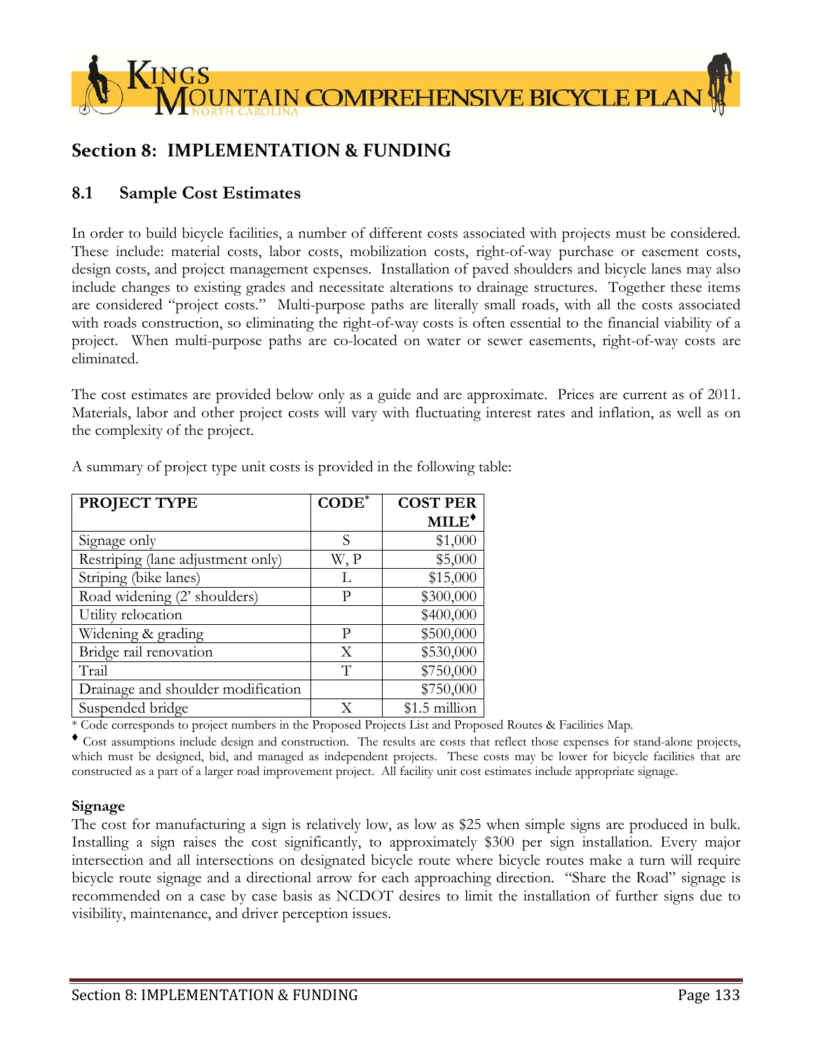## Section 8: IMPLEMENTATION & FUNDING

### 8.1 Sample Cost Estimates

In order to build bicycle facilities, a number of different costs associated with projects must be considered. These include: material costs, labor costs, mobilization costs, right-of-way purchase or easement costs, design costs, and project management expenses. Installation of paved shoulders and bicycle lanes may also include changes to existing grades and necessitate alterations to drainage structures. Together these items are considered "project costs." Multi-purpose paths are literally small roads, with all the costs associated with roads construction, so eliminating the right-of-way costs is often essential to the financial viability of a project. When multi-purpose paths are co-located on water or sewer easements, right-of-way costs are eliminated.

The cost estimates are provided below only as a guide and are approximate. Prices are current as of 2011. Materials, labor and other project costs will vary with fluctuating interest rates and inflation, as well as on the complexity of the project.

A summary of project type unit costs is provided in the following table:

| PROJECT TYPE | CODE* | COST PER MILE♦ |
|---|---|---|
| Signage only | S | $1,000 |
| Restriping (lane adjustment only) | W, P | $5,000 |
| Striping (bike lanes) | L | $15,000 |
| Road widening (2' shoulders) | P | $300,000 |
| Utility relocation | | $400,000 |
| Widening & grading | P | $500,000 |
| Bridge rail renovation | X | $530,000 |
| Trail | T | $750,000 |
| Drainage and shoulder modification | | $750,000 |
| Suspended bridge | X | $1.5 million |

\* Code corresponds to project numbers in the Proposed Projects List and Proposed Routes & Facilities Map.

♦ Cost assumptions include design and construction. The results are costs that reflect those expenses for stand-alone projects, which must be designed, bid, and managed as independent projects. These costs may be lower for bicycle facilities that are constructed as a part of a larger road improvement project. All facility unit cost estimates include appropriate signage.

**Signage**

The cost for manufacturing a sign is relatively low, as low as $25 when simple signs are produced in bulk. Installing a sign raises the cost significantly, to approximately $300 per sign installation. Every major intersection and all intersections on designated bicycle route where bicycle routes make a turn will require bicycle route signage and a directional arrow for each approaching direction. "Share the Road" signage is recommended on a case by case basis as NCDOT desires to limit the installation of further signs due to visibility, maintenance, and driver perception issues.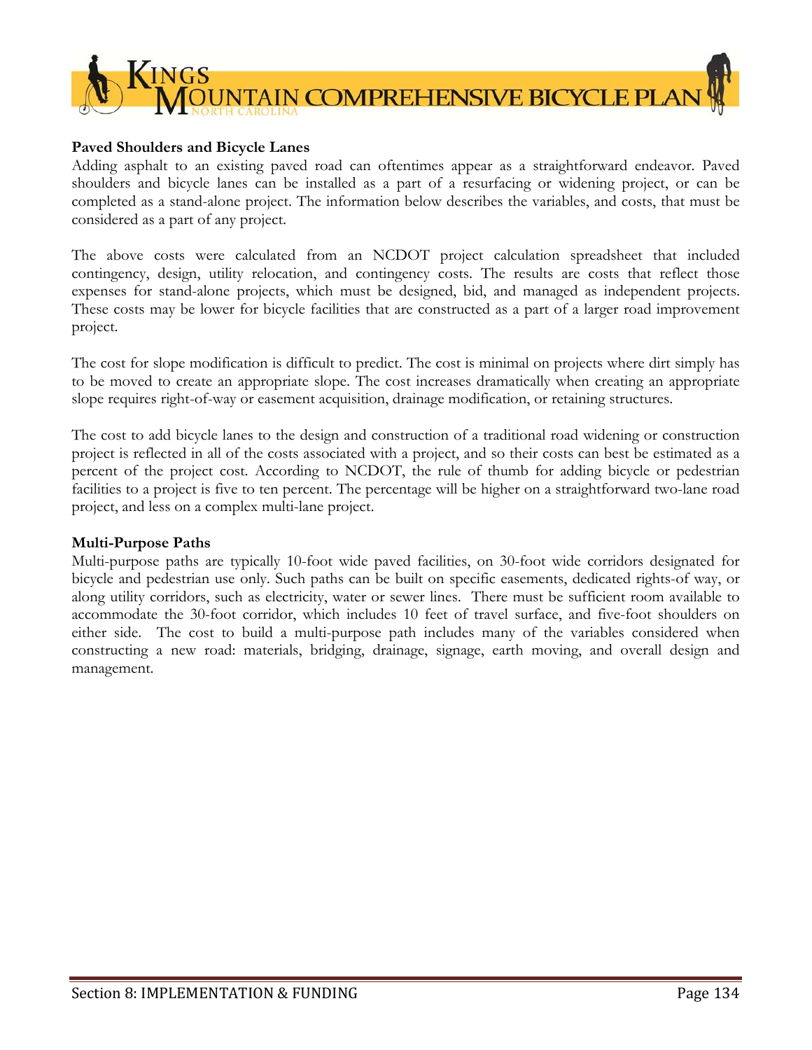**Paved Shoulders and Bicycle Lanes**

Adding asphalt to an existing paved road can oftentimes appear as a straightforward endeavor. Paved shoulders and bicycle lanes can be installed as a part of a resurfacing or widening project, or can be completed as a stand-alone project. The information below describes the variables, and costs, that must be considered as a part of any project.

The above costs were calculated from an NCDOT project calculation spreadsheet that included contingency, design, utility relocation, and contingency costs. The results are costs that reflect those expenses for stand-alone projects, which must be designed, bid, and managed as independent projects. These costs may be lower for bicycle facilities that are constructed as a part of a larger road improvement project.

The cost for slope modification is difficult to predict. The cost is minimal on projects where dirt simply has to be moved to create an appropriate slope. The cost increases dramatically when creating an appropriate slope requires right-of-way or easement acquisition, drainage modification, or retaining structures.

The cost to add bicycle lanes to the design and construction of a traditional road widening or construction project is reflected in all of the costs associated with a project, and so their costs can best be estimated as a percent of the project cost. According to NCDOT, the rule of thumb for adding bicycle or pedestrian facilities to a project is five to ten percent. The percentage will be higher on a straightforward two-lane road project, and less on a complex multi-lane project.

**Multi-Purpose Paths**

Multi-purpose paths are typically 10-foot wide paved facilities, on 30-foot wide corridors designated for bicycle and pedestrian use only. Such paths can be built on specific easements, dedicated rights-of way, or along utility corridors, such as electricity, water or sewer lines. There must be sufficient room available to accommodate the 30-foot corridor, which includes 10 feet of travel surface, and five-foot shoulders on either side. The cost to build a multi-purpose path includes many of the variables considered when constructing a new road: materials, bridging, drainage, signage, earth moving, and overall design and management.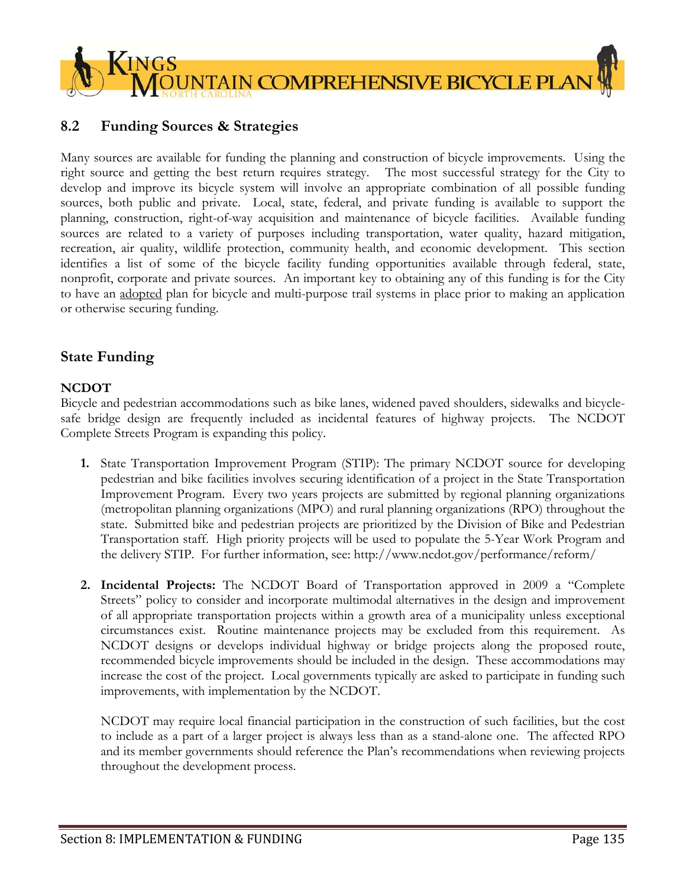## 8.2 Funding Sources & Strategies

Many sources are available for funding the planning and construction of bicycle improvements. Using the right source and getting the best return requires strategy. The most successful strategy for the City to develop and improve its bicycle system will involve an appropriate combination of all possible funding sources, both public and private. Local, state, federal, and private funding is available to support the planning, construction, right-of-way acquisition and maintenance of bicycle facilities. Available funding sources are related to a variety of purposes including transportation, water quality, hazard mitigation, recreation, air quality, wildlife protection, community health, and economic development. This section identifies a list of some of the bicycle facility funding opportunities available through federal, state, nonprofit, corporate and private sources. An important key to obtaining any of this funding is for the City to have an adopted plan for bicycle and multi-purpose trail systems in place prior to making an application or otherwise securing funding.

### State Funding

**NCDOT**

Bicycle and pedestrian accommodations such as bike lanes, widened paved shoulders, sidewalks and bicycle-safe bridge design are frequently included as incidental features of highway projects. The NCDOT Complete Streets Program is expanding this policy.

1. State Transportation Improvement Program (STIP): The primary NCDOT source for developing pedestrian and bike facilities involves securing identification of a project in the State Transportation Improvement Program. Every two years projects are submitted by regional planning organizations (metropolitan planning organizations (MPO) and rural planning organizations (RPO) throughout the state. Submitted bike and pedestrian projects are prioritized by the Division of Bike and Pedestrian Transportation staff. High priority projects will be used to populate the 5-Year Work Program and the delivery STIP. For further information, see: http://www.ncdot.gov/performance/reform/

2. **Incidental Projects:** The NCDOT Board of Transportation approved in 2009 a "Complete Streets" policy to consider and incorporate multimodal alternatives in the design and improvement of all appropriate transportation projects within a growth area of a municipality unless exceptional circumstances exist. Routine maintenance projects may be excluded from this requirement. As NCDOT designs or develops individual highway or bridge projects along the proposed route, recommended bicycle improvements should be included in the design. These accommodations may increase the cost of the project. Local governments typically are asked to participate in funding such improvements, with implementation by the NCDOT.

   NCDOT may require local financial participation in the construction of such facilities, but the cost to include as a part of a larger project is always less than as a stand-alone one. The affected RPO and its member governments should reference the Plan's recommendations when reviewing projects throughout the development process.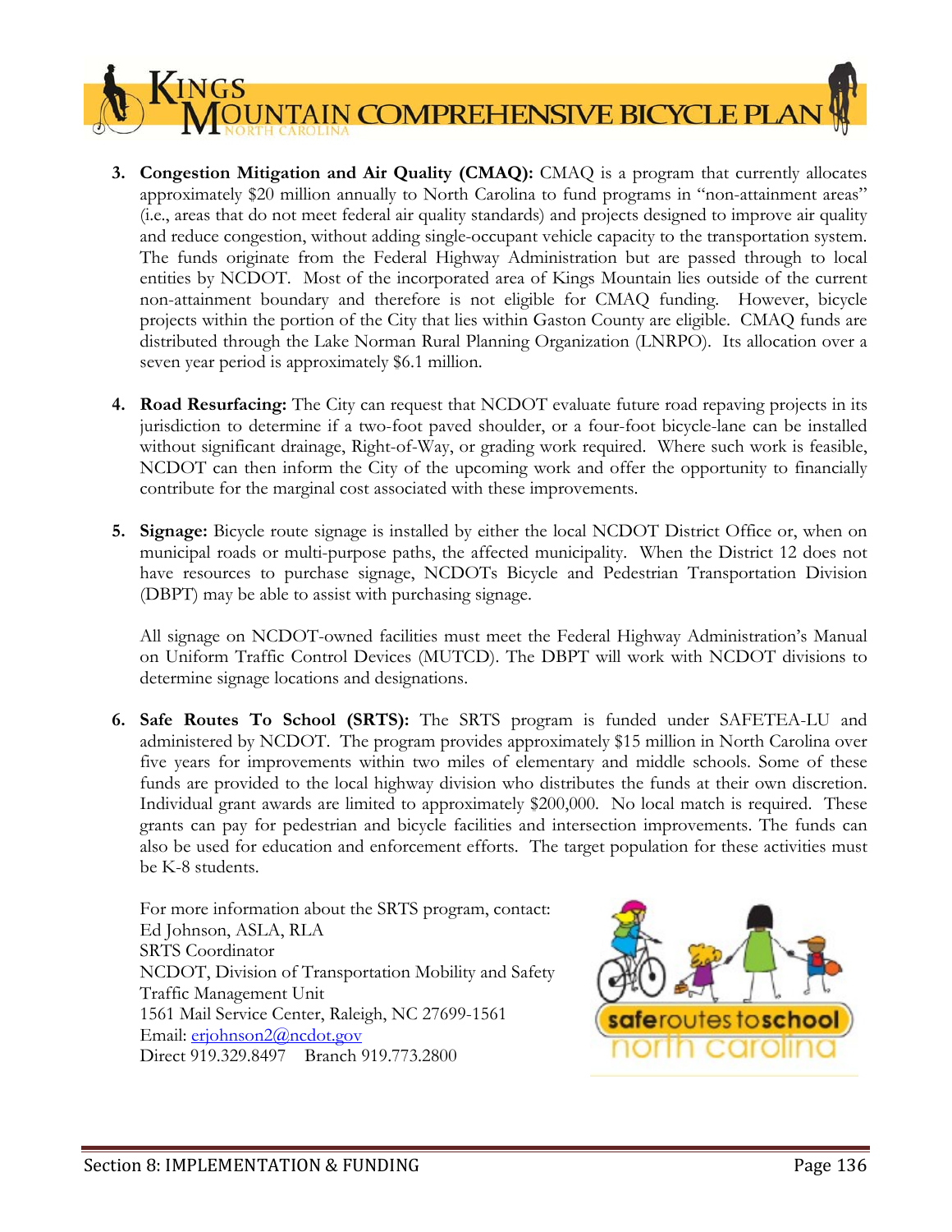3. **Congestion Mitigation and Air Quality (CMAQ):** CMAQ is a program that currently allocates approximately $20 million annually to North Carolina to fund programs in "non-attainment areas" (i.e., areas that do not meet federal air quality standards) and projects designed to improve air quality and reduce congestion, without adding single-occupant vehicle capacity to the transportation system. The funds originate from the Federal Highway Administration but are passed through to local entities by NCDOT. Most of the incorporated area of Kings Mountain lies outside of the current non-attainment boundary and therefore is not eligible for CMAQ funding. However, bicycle projects within the portion of the City that lies within Gaston County are eligible. CMAQ funds are distributed through the Lake Norman Rural Planning Organization (LNRPO). Its allocation over a seven year period is approximately $6.1 million.

4. **Road Resurfacing:** The City can request that NCDOT evaluate future road repaving projects in its jurisdiction to determine if a two-foot paved shoulder, or a four-foot bicycle-lane can be installed without significant drainage, Right-of-Way, or grading work required. Where such work is feasible, NCDOT can then inform the City of the upcoming work and offer the opportunity to financially contribute for the marginal cost associated with these improvements.

5. **Signage:** Bicycle route signage is installed by either the local NCDOT District Office or, when on municipal roads or multi-purpose paths, the affected municipality. When the District 12 does not have resources to purchase signage, NCDOTs Bicycle and Pedestrian Transportation Division (DBPT) may be able to assist with purchasing signage.

   All signage on NCDOT-owned facilities must meet the Federal Highway Administration's Manual on Uniform Traffic Control Devices (MUTCD). The DBPT will work with NCDOT divisions to determine signage locations and designations.

6. **Safe Routes To School (SRTS):** The SRTS program is funded under SAFETEA-LU and administered by NCDOT. The program provides approximately $15 million in North Carolina over five years for improvements within two miles of elementary and middle schools. Some of these funds are provided to the local highway division who distributes the funds at their own discretion. Individual grant awards are limited to approximately $200,000. No local match is required. These grants can pay for pedestrian and bicycle facilities and intersection improvements. The funds can also be used for education and enforcement efforts. The target population for these activities must be K-8 students.

   For more information about the SRTS program, contact:
   Ed Johnson, ASLA, RLA
   SRTS Coordinator
   NCDOT, Division of Transportation Mobility and Safety
   Traffic Management Unit
   1561 Mail Service Center, Raleigh, NC 27699-1561
   Email: erjohnson2@ncdot.gov
   Direct 919.329.8497 Branch 919.773.2800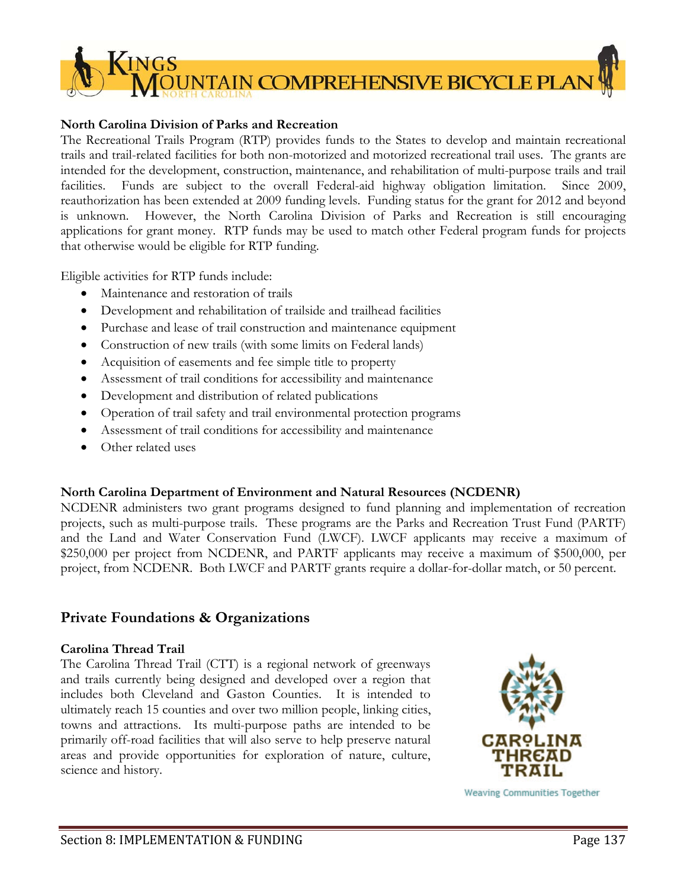**North Carolina Division of Parks and Recreation**

The Recreational Trails Program (RTP) provides funds to the States to develop and maintain recreational trails and trail-related facilities for both non-motorized and motorized recreational trail uses. The grants are intended for the development, construction, maintenance, and rehabilitation of multi-purpose trails and trail facilities. Funds are subject to the overall Federal-aid highway obligation limitation. Since 2009, reauthorization has been extended at 2009 funding levels. Funding status for the grant for 2012 and beyond is unknown. However, the North Carolina Division of Parks and Recreation is still encouraging applications for grant money. RTP funds may be used to match other Federal program funds for projects that otherwise would be eligible for RTP funding.

Eligible activities for RTP funds include:

- Maintenance and restoration of trails
- Development and rehabilitation of trailside and trailhead facilities
- Purchase and lease of trail construction and maintenance equipment
- Construction of new trails (with some limits on Federal lands)
- Acquisition of easements and fee simple title to property
- Assessment of trail conditions for accessibility and maintenance
- Development and distribution of related publications
- Operation of trail safety and trail environmental protection programs
- Assessment of trail conditions for accessibility and maintenance
- Other related uses

**North Carolina Department of Environment and Natural Resources (NCDENR)**

NCDENR administers two grant programs designed to fund planning and implementation of recreation projects, such as multi-purpose trails. These programs are the Parks and Recreation Trust Fund (PARTF) and the Land and Water Conservation Fund (LWCF). LWCF applicants may receive a maximum of $250,000 per project from NCDENR, and PARTF applicants may receive a maximum of $500,000, per project, from NCDENR. Both LWCF and PARTF grants require a dollar-for-dollar match, or 50 percent.

## Private Foundations & Organizations

**Carolina Thread Trail**

The Carolina Thread Trail (CTT) is a regional network of greenways and trails currently being designed and developed over a region that includes both Cleveland and Gaston Counties. It is intended to ultimately reach 15 counties and over two million people, linking cities, towns and attractions. Its multi-purpose paths are intended to be primarily off-road facilities that will also serve to help preserve natural areas and provide opportunities for exploration of nature, culture, science and history.

CAROLINA THREAD TRAIL

Weaving Communities Together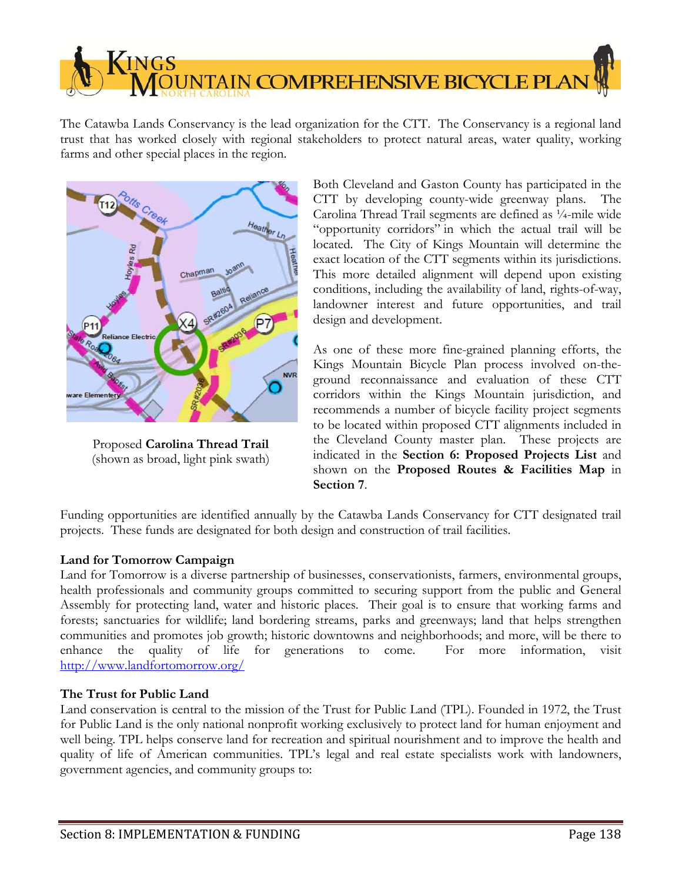The Catawba Lands Conservancy is the lead organization for the CTT. The Conservancy is a regional land trust that has worked closely with regional stakeholders to protect natural areas, water quality, working farms and other special places in the region.

Proposed **Carolina Thread Trail** (shown as broad, light pink swath)

Both Cleveland and Gaston County has participated in the CTT by developing county-wide greenway plans. The Carolina Thread Trail segments are defined as ¼-mile wide "opportunity corridors" in which the actual trail will be located. The City of Kings Mountain will determine the exact location of the CTT segments within its jurisdictions. This more detailed alignment will depend upon existing conditions, including the availability of land, rights-of-way, landowner interest and future opportunities, and trail design and development.

As one of these more fine-grained planning efforts, the Kings Mountain Bicycle Plan process involved on-the-ground reconnaissance and evaluation of these CTT corridors within the Kings Mountain jurisdiction, and recommends a number of bicycle facility project segments to be located within proposed CTT alignments included in the Cleveland County master plan. These projects are indicated in the **Section 6: Proposed Projects List** and shown on the **Proposed Routes & Facilities Map** in **Section 7**.

Funding opportunities are identified annually by the Catawba Lands Conservancy for CTT designated trail projects. These funds are designated for both design and construction of trail facilities.

**Land for Tomorrow Campaign**

Land for Tomorrow is a diverse partnership of businesses, conservationists, farmers, environmental groups, health professionals and community groups committed to securing support from the public and General Assembly for protecting land, water and historic places. Their goal is to ensure that working farms and forests; sanctuaries for wildlife; land bordering streams, parks and greenways; land that helps strengthen communities and promotes job growth; historic downtowns and neighborhoods; and more, will be there to enhance the quality of life for generations to come. For more information, visit http://www.landfortomorrow.org/

**The Trust for Public Land**

Land conservation is central to the mission of the Trust for Public Land (TPL). Founded in 1972, the Trust for Public Land is the only national nonprofit working exclusively to protect land for human enjoyment and well being. TPL helps conserve land for recreation and spiritual nourishment and to improve the health and quality of life of American communities. TPL's legal and real estate specialists work with landowners, government agencies, and community groups to: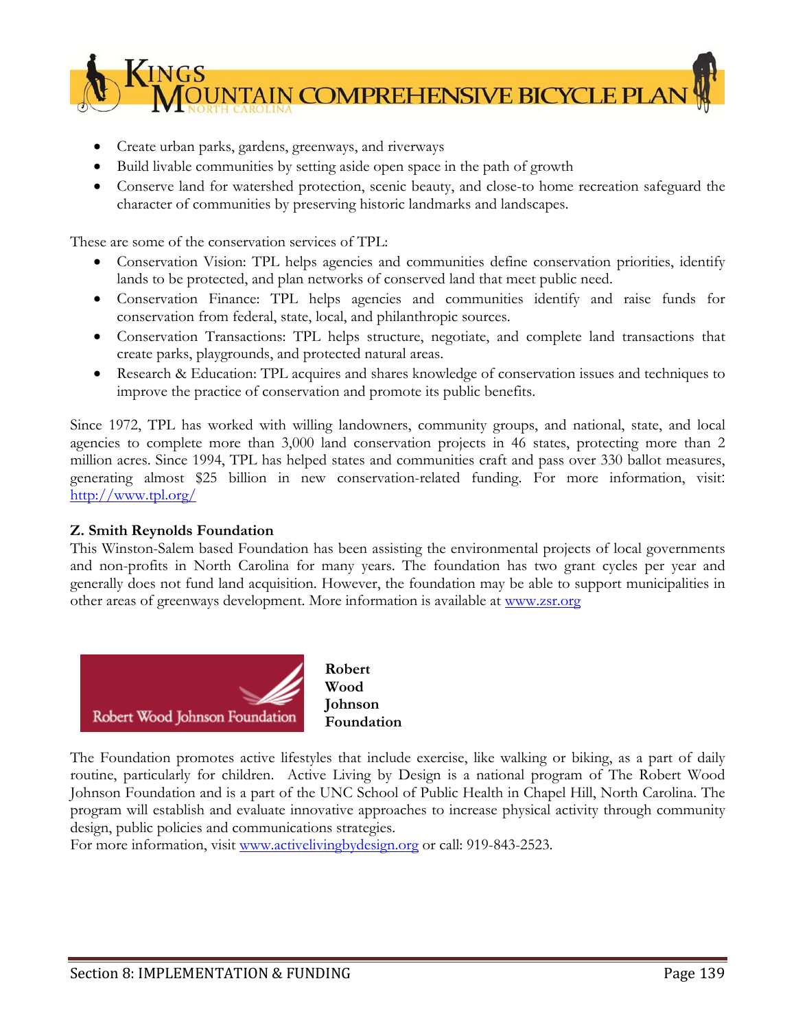- Create urban parks, gardens, greenways, and riverways
- Build livable communities by setting aside open space in the path of growth
- Conserve land for watershed protection, scenic beauty, and close-to home recreation safeguard the character of communities by preserving historic landmarks and landscapes.

These are some of the conservation services of TPL:

- Conservation Vision: TPL helps agencies and communities define conservation priorities, identify lands to be protected, and plan networks of conserved land that meet public need.
- Conservation Finance: TPL helps agencies and communities identify and raise funds for conservation from federal, state, local, and philanthropic sources.
- Conservation Transactions: TPL helps structure, negotiate, and complete land transactions that create parks, playgrounds, and protected natural areas.
- Research & Education: TPL acquires and shares knowledge of conservation issues and techniques to improve the practice of conservation and promote its public benefits.

Since 1972, TPL has worked with willing landowners, community groups, and national, state, and local agencies to complete more than 3,000 land conservation projects in 46 states, protecting more than 2 million acres. Since 1994, TPL has helped states and communities craft and pass over 330 ballot measures, generating almost $25 billion in new conservation-related funding. For more information, visit: http://www.tpl.org/

**Z. Smith Reynolds Foundation**

This Winston-Salem based Foundation has been assisting the environmental projects of local governments and non-profits in North Carolina for many years. The foundation has two grant cycles per year and generally does not fund land acquisition. However, the foundation may be able to support municipalities in other areas of greenways development. More information is available at www.zsr.org

Robert Wood Johnson Foundation

**Robert Wood Johnson Foundation**

The Foundation promotes active lifestyles that include exercise, like walking or biking, as a part of daily routine, particularly for children. Active Living by Design is a national program of The Robert Wood Johnson Foundation and is a part of the UNC School of Public Health in Chapel Hill, North Carolina. The program will establish and evaluate innovative approaches to increase physical activity through community design, public policies and communications strategies.

For more information, visit www.activelivingbydesign.org or call: 919-843-2523.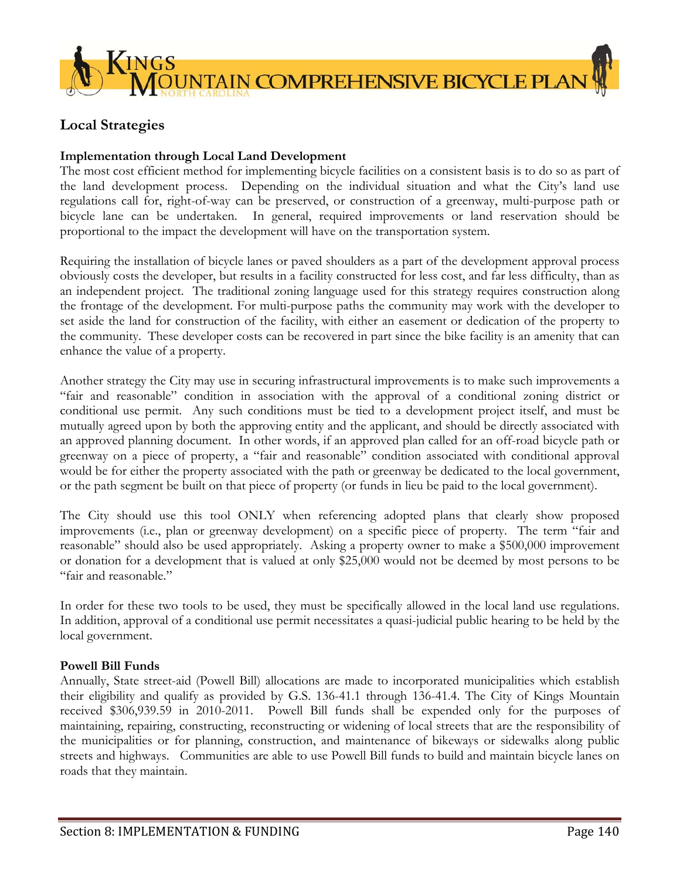## Local Strategies

### Implementation through Local Land Development

The most cost efficient method for implementing bicycle facilities on a consistent basis is to do so as part of the land development process. Depending on the individual situation and what the City's land use regulations call for, right-of-way can be preserved, or construction of a greenway, multi-purpose path or bicycle lane can be undertaken. In general, required improvements or land reservation should be proportional to the impact the development will have on the transportation system.

Requiring the installation of bicycle lanes or paved shoulders as a part of the development approval process obviously costs the developer, but results in a facility constructed for less cost, and far less difficulty, than as an independent project. The traditional zoning language used for this strategy requires construction along the frontage of the development. For multi-purpose paths the community may work with the developer to set aside the land for construction of the facility, with either an easement or dedication of the property to the community. These developer costs can be recovered in part since the bike facility is an amenity that can enhance the value of a property.

Another strategy the City may use in securing infrastructural improvements is to make such improvements a "fair and reasonable" condition in association with the approval of a conditional zoning district or conditional use permit. Any such conditions must be tied to a development project itself, and must be mutually agreed upon by both the approving entity and the applicant, and should be directly associated with an approved planning document. In other words, if an approved plan called for an off-road bicycle path or greenway on a piece of property, a "fair and reasonable" condition associated with conditional approval would be for either the property associated with the path or greenway be dedicated to the local government, or the path segment be built on that piece of property (or funds in lieu be paid to the local government).

The City should use this tool ONLY when referencing adopted plans that clearly show proposed improvements (i.e., plan or greenway development) on a specific piece of property. The term "fair and reasonable" should also be used appropriately. Asking a property owner to make a $500,000 improvement or donation for a development that is valued at only $25,000 would not be deemed by most persons to be "fair and reasonable."

In order for these two tools to be used, they must be specifically allowed in the local land use regulations. In addition, approval of a conditional use permit necessitates a quasi-judicial public hearing to be held by the local government.

### Powell Bill Funds

Annually, State street-aid (Powell Bill) allocations are made to incorporated municipalities which establish their eligibility and qualify as provided by G.S. 136-41.1 through 136-41.4. The City of Kings Mountain received $306,939.59 in 2010-2011. Powell Bill funds shall be expended only for the purposes of maintaining, repairing, constructing, reconstructing or widening of local streets that are the responsibility of the municipalities or for planning, construction, and maintenance of bikeways or sidewalks along public streets and highways. Communities are able to use Powell Bill funds to build and maintain bicycle lanes on roads that they maintain.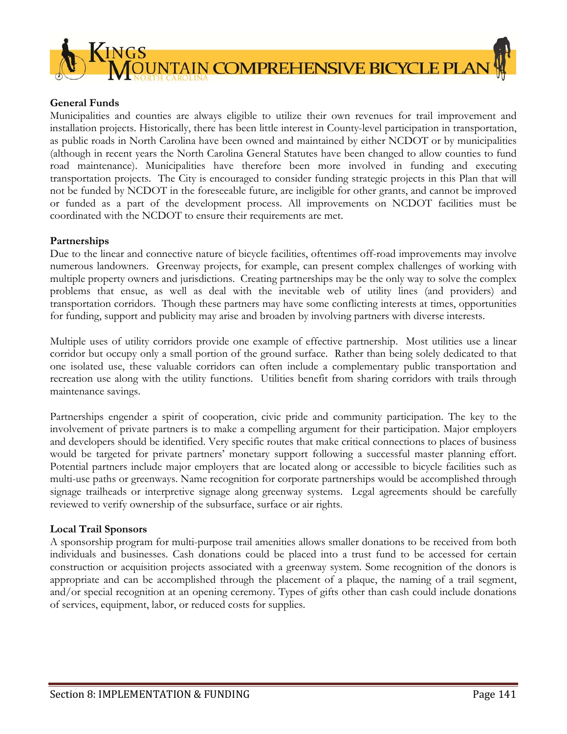**General Funds**

Municipalities and counties are always eligible to utilize their own revenues for trail improvement and installation projects. Historically, there has been little interest in County-level participation in transportation, as public roads in North Carolina have been owned and maintained by either NCDOT or by municipalities (although in recent years the North Carolina General Statutes have been changed to allow counties to fund road maintenance). Municipalities have therefore been more involved in funding and executing transportation projects. The City is encouraged to consider funding strategic projects in this Plan that will not be funded by NCDOT in the foreseeable future, are ineligible for other grants, and cannot be improved or funded as a part of the development process. All improvements on NCDOT facilities must be coordinated with the NCDOT to ensure their requirements are met.

**Partnerships**

Due to the linear and connective nature of bicycle facilities, oftentimes off-road improvements may involve numerous landowners. Greenway projects, for example, can present complex challenges of working with multiple property owners and jurisdictions. Creating partnerships may be the only way to solve the complex problems that ensue, as well as deal with the inevitable web of utility lines (and providers) and transportation corridors. Though these partners may have some conflicting interests at times, opportunities for funding, support and publicity may arise and broaden by involving partners with diverse interests.

Multiple uses of utility corridors provide one example of effective partnership. Most utilities use a linear corridor but occupy only a small portion of the ground surface. Rather than being solely dedicated to that one isolated use, these valuable corridors can often include a complementary public transportation and recreation use along with the utility functions. Utilities benefit from sharing corridors with trails through maintenance savings.

Partnerships engender a spirit of cooperation, civic pride and community participation. The key to the involvement of private partners is to make a compelling argument for their participation. Major employers and developers should be identified. Very specific routes that make critical connections to places of business would be targeted for private partners' monetary support following a successful master planning effort. Potential partners include major employers that are located along or accessible to bicycle facilities such as multi-use paths or greenways. Name recognition for corporate partnerships would be accomplished through signage trailheads or interpretive signage along greenway systems. Legal agreements should be carefully reviewed to verify ownership of the subsurface, surface or air rights.

**Local Trail Sponsors**

A sponsorship program for multi-purpose trail amenities allows smaller donations to be received from both individuals and businesses. Cash donations could be placed into a trust fund to be accessed for certain construction or acquisition projects associated with a greenway system. Some recognition of the donors is appropriate and can be accomplished through the placement of a plaque, the naming of a trail segment, and/or special recognition at an opening ceremony. Types of gifts other than cash could include donations of services, equipment, labor, or reduced costs for supplies.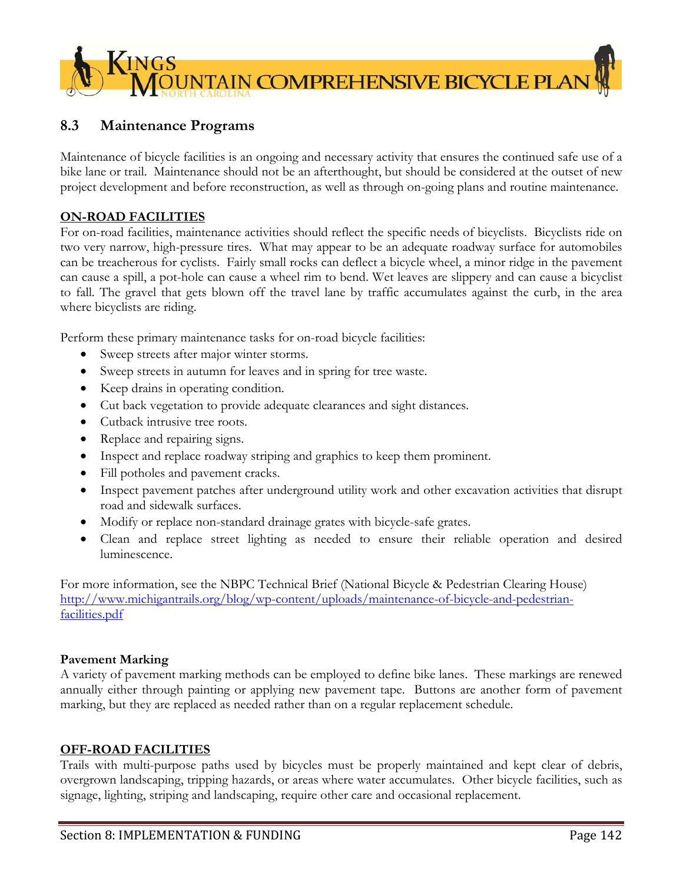## 8.3 Maintenance Programs

Maintenance of bicycle facilities is an ongoing and necessary activity that ensures the continued safe use of a bike lane or trail. Maintenance should not be an afterthought, but should be considered at the outset of new project development and before reconstruction, as well as through on-going plans and routine maintenance.

**ON-ROAD FACILITIES**

For on-road facilities, maintenance activities should reflect the specific needs of bicyclists. Bicyclists ride on two very narrow, high-pressure tires. What may appear to be an adequate roadway surface for automobiles can be treacherous for cyclists. Fairly small rocks can deflect a bicycle wheel, a minor ridge in the pavement can cause a spill, a pot-hole can cause a wheel rim to bend. Wet leaves are slippery and can cause a bicyclist to fall. The gravel that gets blown off the travel lane by traffic accumulates against the curb, in the area where bicyclists are riding.

Perform these primary maintenance tasks for on-road bicycle facilities:

- Sweep streets after major winter storms.
- Sweep streets in autumn for leaves and in spring for tree waste.
- Keep drains in operating condition.
- Cut back vegetation to provide adequate clearances and sight distances.
- Cutback intrusive tree roots.
- Replace and repairing signs.
- Inspect and replace roadway striping and graphics to keep them prominent.
- Fill potholes and pavement cracks.
- Inspect pavement patches after underground utility work and other excavation activities that disrupt road and sidewalk surfaces.
- Modify or replace non-standard drainage grates with bicycle-safe grates.
- Clean and replace street lighting as needed to ensure their reliable operation and desired luminescence.

For more information, see the NBPC Technical Brief (National Bicycle & Pedestrian Clearing House) http://www.michigantrails.org/blog/wp-content/uploads/maintenance-of-bicycle-and-pedestrian-facilities.pdf

**Pavement Marking**

A variety of pavement marking methods can be employed to define bike lanes. These markings are renewed annually either through painting or applying new pavement tape. Buttons are another form of pavement marking, but they are replaced as needed rather than on a regular replacement schedule.

**OFF-ROAD FACILITIES**

Trails with multi-purpose paths used by bicycles must be properly maintained and kept clear of debris, overgrown landscaping, tripping hazards, or areas where water accumulates. Other bicycle facilities, such as signage, lighting, striping and landscaping, require other care and occasional replacement.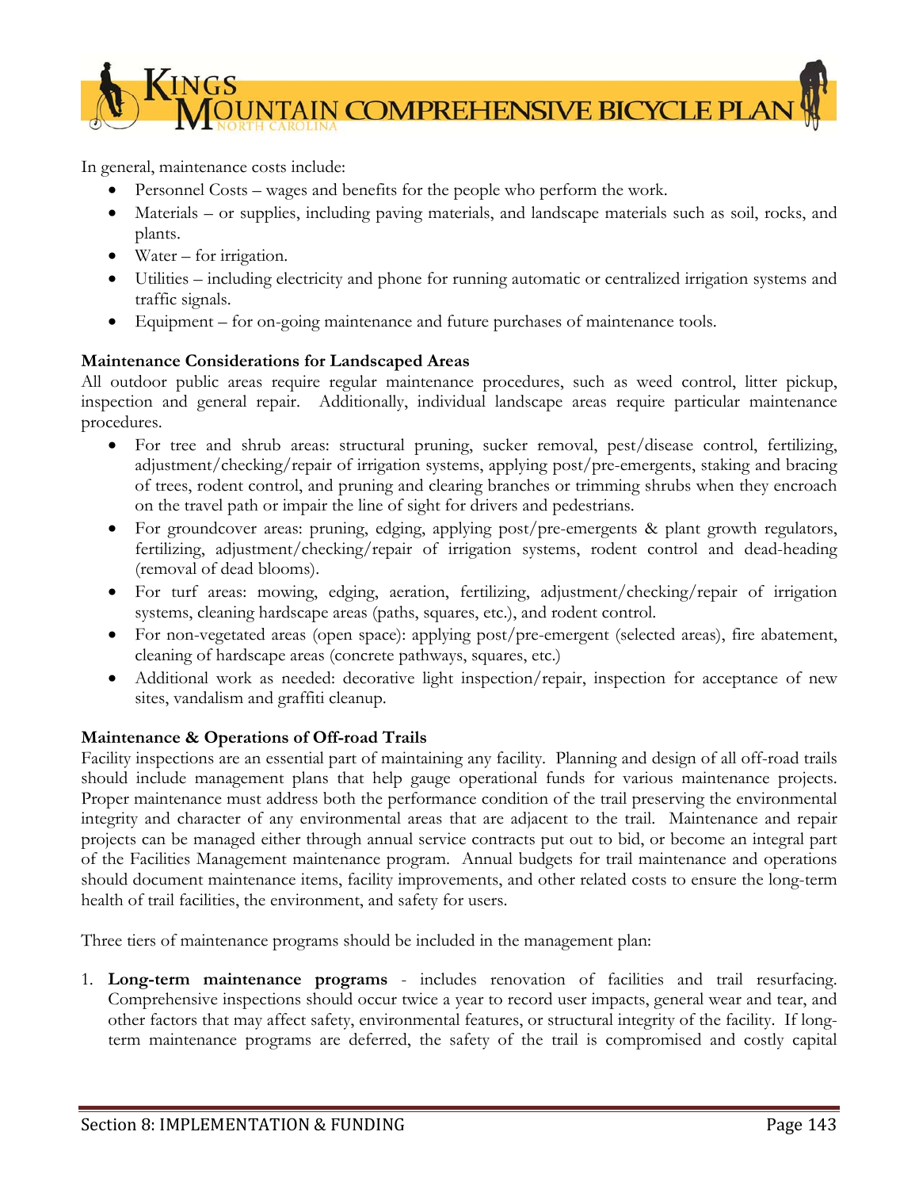In general, maintenance costs include:

- Personnel Costs – wages and benefits for the people who perform the work.
- Materials – or supplies, including paving materials, and landscape materials such as soil, rocks, and plants.
- Water – for irrigation.
- Utilities – including electricity and phone for running automatic or centralized irrigation systems and traffic signals.
- Equipment – for on-going maintenance and future purchases of maintenance tools.

**Maintenance Considerations for Landscaped Areas**

All outdoor public areas require regular maintenance procedures, such as weed control, litter pickup, inspection and general repair. Additionally, individual landscape areas require particular maintenance procedures.

- For tree and shrub areas: structural pruning, sucker removal, pest/disease control, fertilizing, adjustment/checking/repair of irrigation systems, applying post/pre-emergents, staking and bracing of trees, rodent control, and pruning and clearing branches or trimming shrubs when they encroach on the travel path or impair the line of sight for drivers and pedestrians.
- For groundcover areas: pruning, edging, applying post/pre-emergents & plant growth regulators, fertilizing, adjustment/checking/repair of irrigation systems, rodent control and dead-heading (removal of dead blooms).
- For turf areas: mowing, edging, aeration, fertilizing, adjustment/checking/repair of irrigation systems, cleaning hardscape areas (paths, squares, etc.), and rodent control.
- For non-vegetated areas (open space): applying post/pre-emergent (selected areas), fire abatement, cleaning of hardscape areas (concrete pathways, squares, etc.)
- Additional work as needed: decorative light inspection/repair, inspection for acceptance of new sites, vandalism and graffiti cleanup.

**Maintenance & Operations of Off-road Trails**

Facility inspections are an essential part of maintaining any facility. Planning and design of all off-road trails should include management plans that help gauge operational funds for various maintenance projects. Proper maintenance must address both the performance condition of the trail preserving the environmental integrity and character of any environmental areas that are adjacent to the trail. Maintenance and repair projects can be managed either through annual service contracts put out to bid, or become an integral part of the Facilities Management maintenance program. Annual budgets for trail maintenance and operations should document maintenance items, facility improvements, and other related costs to ensure the long-term health of trail facilities, the environment, and safety for users.

Three tiers of maintenance programs should be included in the management plan:

1. **Long-term maintenance programs** - includes renovation of facilities and trail resurfacing. Comprehensive inspections should occur twice a year to record user impacts, general wear and tear, and other factors that may affect safety, environmental features, or structural integrity of the facility. If long-term maintenance programs are deferred, the safety of the trail is compromised and costly capital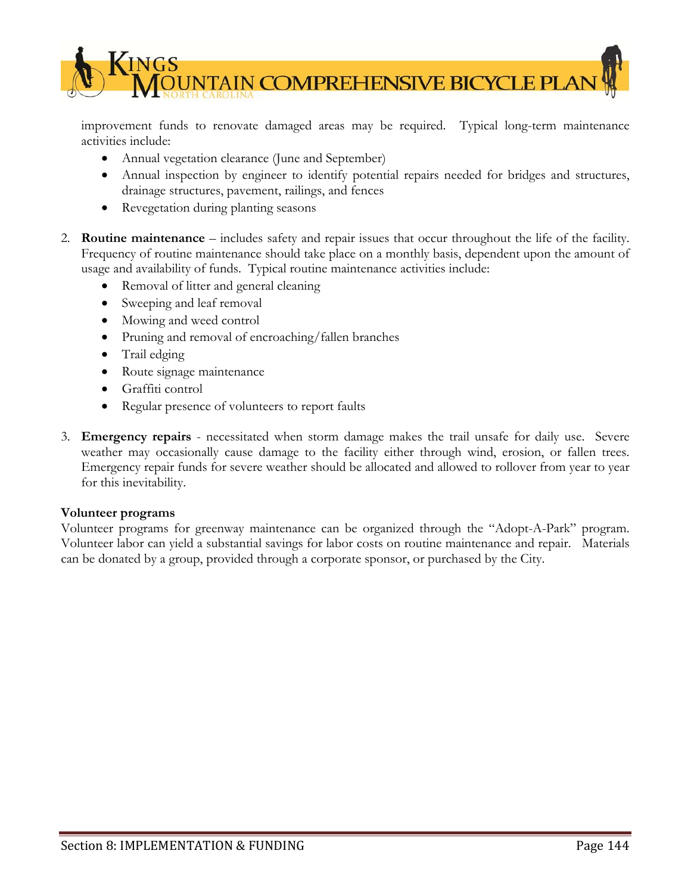improvement funds to renovate damaged areas may be required. Typical long-term maintenance activities include:

- Annual vegetation clearance (June and September)
- Annual inspection by engineer to identify potential repairs needed for bridges and structures, drainage structures, pavement, railings, and fences
- Revegetation during planting seasons

2. **Routine maintenance** – includes safety and repair issues that occur throughout the life of the facility. Frequency of routine maintenance should take place on a monthly basis, dependent upon the amount of usage and availability of funds. Typical routine maintenance activities include:
   - Removal of litter and general cleaning
   - Sweeping and leaf removal
   - Mowing and weed control
   - Pruning and removal of encroaching/fallen branches
   - Trail edging
   - Route signage maintenance
   - Graffiti control
   - Regular presence of volunteers to report faults

3. **Emergency repairs** - necessitated when storm damage makes the trail unsafe for daily use. Severe weather may occasionally cause damage to the facility either through wind, erosion, or fallen trees. Emergency repair funds for severe weather should be allocated and allowed to rollover from year to year for this inevitability.

**Volunteer programs**

Volunteer programs for greenway maintenance can be organized through the "Adopt-A-Park" program. Volunteer labor can yield a substantial savings for labor costs on routine maintenance and repair. Materials can be donated by a group, provided through a corporate sponsor, or purchased by the City.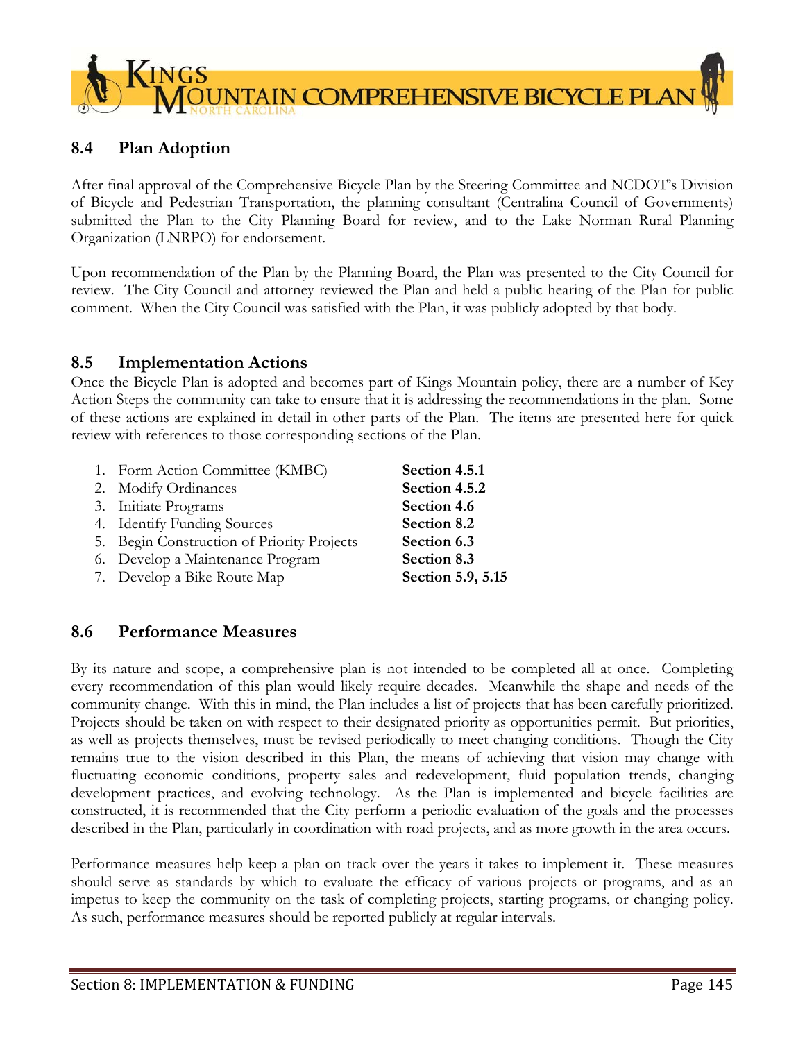## 8.4 Plan Adoption

After final approval of the Comprehensive Bicycle Plan by the Steering Committee and NCDOT's Division of Bicycle and Pedestrian Transportation, the planning consultant (Centralina Council of Governments) submitted the Plan to the City Planning Board for review, and to the Lake Norman Rural Planning Organization (LNRPO) for endorsement.

Upon recommendation of the Plan by the Planning Board, the Plan was presented to the City Council for review. The City Council and attorney reviewed the Plan and held a public hearing of the Plan for public comment. When the City Council was satisfied with the Plan, it was publicly adopted by that body.

## 8.5 Implementation Actions

Once the Bicycle Plan is adopted and becomes part of Kings Mountain policy, there are a number of Key Action Steps the community can take to ensure that it is addressing the recommendations in the plan. Some of these actions are explained in detail in other parts of the Plan. The items are presented here for quick review with references to those corresponding sections of the Plan.

1. Form Action Committee (KMBC) — **Section 4.5.1**
2. Modify Ordinances — **Section 4.5.2**
3. Initiate Programs — **Section 4.6**
4. Identify Funding Sources — **Section 8.2**
5. Begin Construction of Priority Projects — **Section 6.3**
6. Develop a Maintenance Program — **Section 8.3**
7. Develop a Bike Route Map — **Section 5.9, 5.15**

## 8.6 Performance Measures

By its nature and scope, a comprehensive plan is not intended to be completed all at once. Completing every recommendation of this plan would likely require decades. Meanwhile the shape and needs of the community change. With this in mind, the Plan includes a list of projects that has been carefully prioritized. Projects should be taken on with respect to their designated priority as opportunities permit. But priorities, as well as projects themselves, must be revised periodically to meet changing conditions. Though the City remains true to the vision described in this Plan, the means of achieving that vision may change with fluctuating economic conditions, property sales and redevelopment, fluid population trends, changing development practices, and evolving technology. As the Plan is implemented and bicycle facilities are constructed, it is recommended that the City perform a periodic evaluation of the goals and the processes described in the Plan, particularly in coordination with road projects, and as more growth in the area occurs.

Performance measures help keep a plan on track over the years it takes to implement it. These measures should serve as standards by which to evaluate the efficacy of various projects or programs, and as an impetus to keep the community on the task of completing projects, starting programs, or changing policy. As such, performance measures should be reported publicly at regular intervals.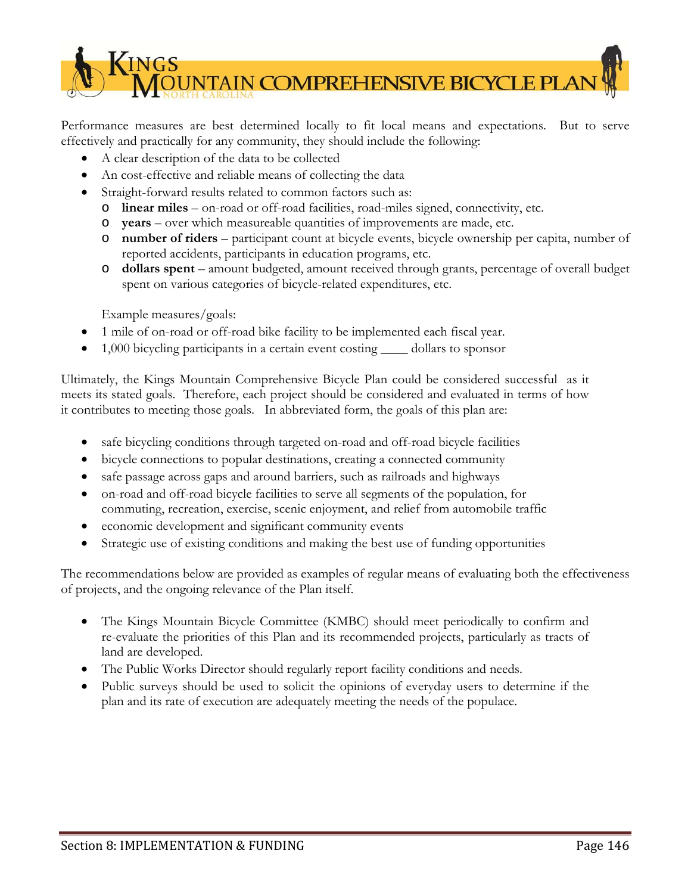Performance measures are best determined locally to fit local means and expectations. But to serve effectively and practically for any community, they should include the following:

- A clear description of the data to be collected
- An cost-effective and reliable means of collecting the data
- Straight-forward results related to common factors such as:
  - **linear miles** – on-road or off-road facilities, road-miles signed, connectivity, etc.
  - **years** – over which measureable quantities of improvements are made, etc.
  - **number of riders** – participant count at bicycle events, bicycle ownership per capita, number of reported accidents, participants in education programs, etc.
  - **dollars spent** – amount budgeted, amount received through grants, percentage of overall budget spent on various categories of bicycle-related expenditures, etc.

Example measures/goals:

- 1 mile of on-road or off-road bike facility to be implemented each fiscal year.
- 1,000 bicycling participants in a certain event costing ____ dollars to sponsor

Ultimately, the Kings Mountain Comprehensive Bicycle Plan could be considered successful as it meets its stated goals. Therefore, each project should be considered and evaluated in terms of how it contributes to meeting those goals. In abbreviated form, the goals of this plan are:

- safe bicycling conditions through targeted on-road and off-road bicycle facilities
- bicycle connections to popular destinations, creating a connected community
- safe passage across gaps and around barriers, such as railroads and highways
- on-road and off-road bicycle facilities to serve all segments of the population, for commuting, recreation, exercise, scenic enjoyment, and relief from automobile traffic
- economic development and significant community events
- Strategic use of existing conditions and making the best use of funding opportunities

The recommendations below are provided as examples of regular means of evaluating both the effectiveness of projects, and the ongoing relevance of the Plan itself.

- The Kings Mountain Bicycle Committee (KMBC) should meet periodically to confirm and re-evaluate the priorities of this Plan and its recommended projects, particularly as tracts of land are developed.
- The Public Works Director should regularly report facility conditions and needs.
- Public surveys should be used to solicit the opinions of everyday users to determine if the plan and its rate of execution are adequately meeting the needs of the populace.